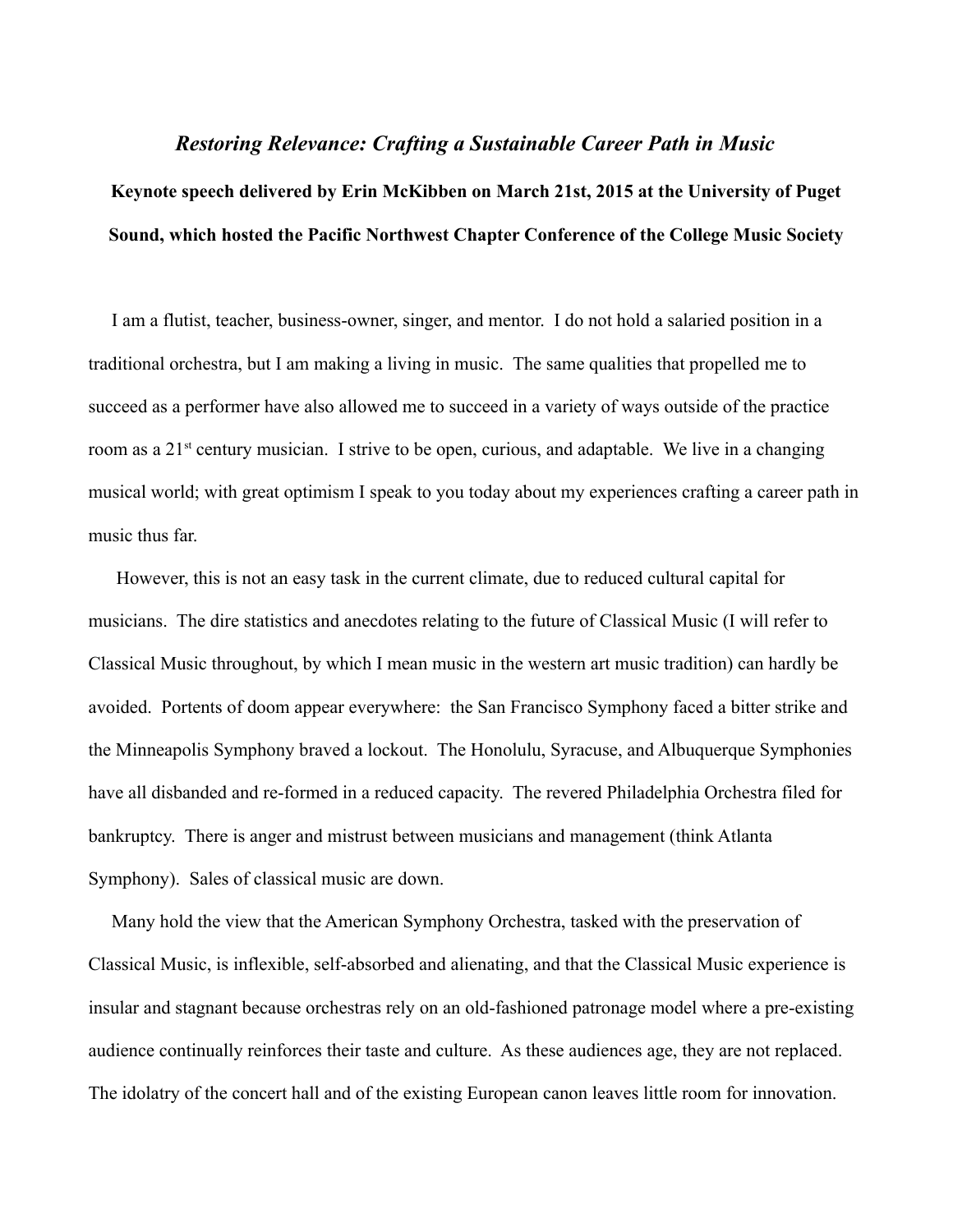# *Restoring Relevance: Crafting a Sustainable Career Path in Music*

**Keynote speech delivered by Erin McKibben on March 21st, 2015 at the University of Puget Sound, which hosted the Pacific Northwest Chapter Conference of the College Music Society**

I am a flutist, teacher, business-owner, singer, and mentor. I do not hold a salaried position in a traditional orchestra, but I am making a living in music. The same qualities that propelled me to succeed as a performer have also allowed me to succeed in a variety of ways outside of the practice room as a 21st century musician. I strive to be open, curious, and adaptable. We live in a changing musical world; with great optimism I speak to you today about my experiences crafting a career path in music thus far.

However, this is not an easy task in the current climate, due to reduced cultural capital for musicians. The dire statistics and anecdotes relating to the future of Classical Music (I will refer to Classical Music throughout, by which I mean music in the western art music tradition) can hardly be avoided. Portents of doom appear everywhere: the San Francisco Symphony faced a bitter strike and the Minneapolis Symphony braved a lockout. The Honolulu, Syracuse, and Albuquerque Symphonies have all disbanded and re-formed in a reduced capacity. The revered Philadelphia Orchestra filed for bankruptcy. There is anger and mistrust between musicians and management (think Atlanta Symphony). Sales of classical music are down.

Many hold the view that the American Symphony Orchestra, tasked with the preservation of Classical Music, is inflexible, self-absorbed and alienating, and that the Classical Music experience is insular and stagnant because orchestras rely on an old-fashioned patronage model where a pre-existing audience continually reinforces their taste and culture. As these audiences age, they are not replaced. The idolatry of the concert hall and of the existing European canon leaves little room for innovation.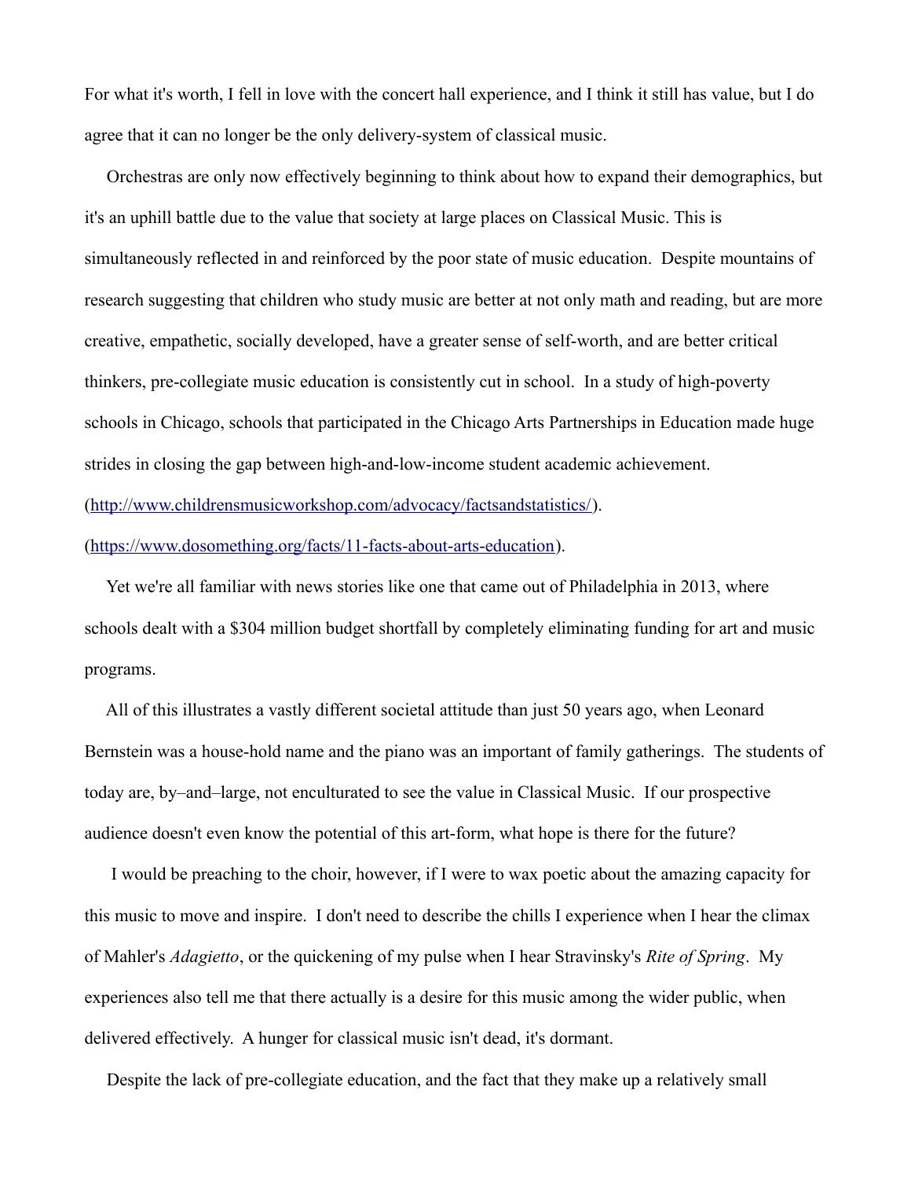For what it's worth, I fell in love with the concert hall experience, and I think it still has value, but I do agree that it can no longer be the only delivery-system of classical music.

Orchestras are only now effectively beginning to think about how to expand their demographics, but it's an uphill battle due to the value that society at large places on Classical Music. This is simultaneously reflected in and reinforced by the poor state of music education. Despite mountains of research suggesting that children who study music are better at not only math and reading, but are more creative, empathetic, socially developed, have a greater sense of self-worth, and are better critical thinkers, pre-collegiate music education is consistently cut in school. In a study of high-poverty schools in Chicago, schools that participated in the Chicago Arts Partnerships in Education made huge strides in closing the gap between high-and-low-income student academic achievement. ([http://www.childrensmusicworkshop.com/advocacy/factsandstatistics/](http://www.childrensmusicworkshop.com/advocacy/factsandstatistics/)). ([https://www.dosomething.org/facts/11-facts-about-arts-education](https://www.dosomething.org/facts/11-facts-about-arts-education)).

Yet we're all familiar with news stories like one that came out of Philadelphia in 2013, where schools dealt with a $304 million budget shortfall by completely eliminating funding for art and music programs.

All of this illustrates a vastly different societal attitude than just 50 years ago, when Leonard Bernstein was a house-hold name and the piano was an important of family gatherings. The students of today are, by–and–large, not enculturated to see the value in Classical Music. If our prospective audience doesn't even know the potential of this art-form, what hope is there for the future?

I would be preaching to the choir, however, if I were to wax poetic about the amazing capacity for this music to move and inspire. I don't need to describe the chills I experience when I hear the climax of Mahler's *Adagietto*, or the quickening of my pulse when I hear Stravinsky's *Rite of Spring*. My experiences also tell me that there actually is a desire for this music among the wider public, when delivered effectively. A hunger for classical music isn't dead, it's dormant.

Despite the lack of pre-collegiate education, and the fact that they make up a relatively small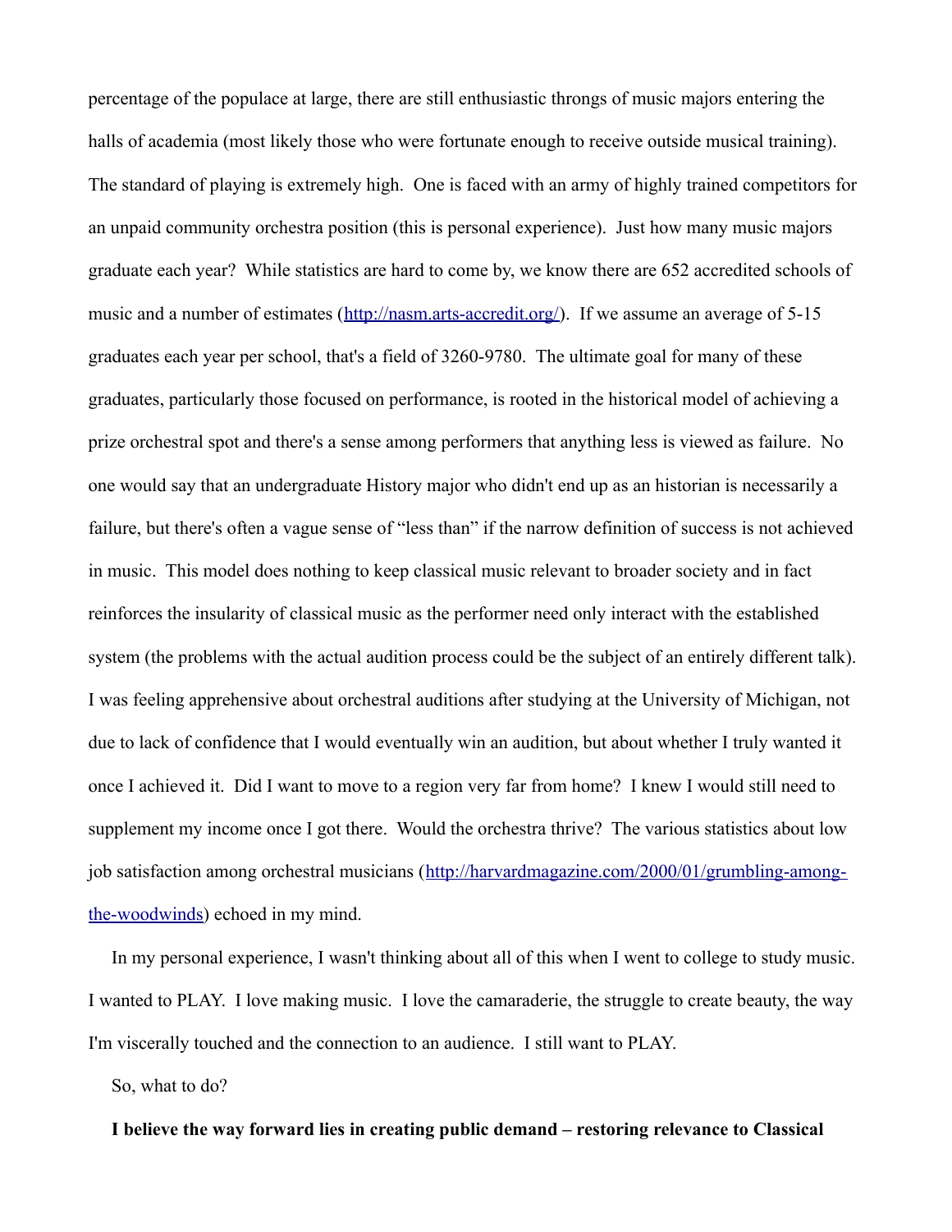percentage of the populace at large, there are still enthusiastic throngs of music majors entering the halls of academia (most likely those who were fortunate enough to receive outside musical training). The standard of playing is extremely high. One is faced with an army of highly trained competitors for an unpaid community orchestra position (this is personal experience). Just how many music majors graduate each year? While statistics are hard to come by, we know there are 652 accredited schools of music and a number of estimates (http://nasm.arts-accredit.org/). If we assume an average of 5-15 graduates each year per school, that's a field of 3260-9780. The ultimate goal for many of these graduates, particularly those focused on performance, is rooted in the historical model of achieving a prize orchestral spot and there's a sense among performers that anything less is viewed as failure. No one would say that an undergraduate History major who didn't end up as an historian is necessarily a failure, but there's often a vague sense of "less than" if the narrow definition of success is not achieved in music. This model does nothing to keep classical music relevant to broader society and in fact reinforces the insularity of classical music as the performer need only interact with the established system (the problems with the actual audition process could be the subject of an entirely different talk). I was feeling apprehensive about orchestral auditions after studying at the University of Michigan, not due to lack of confidence that I would eventually win an audition, but about whether I truly wanted it once I achieved it. Did I want to move to a region very far from home? I knew I would still need to supplement my income once I got there. Would the orchestra thrive? The various statistics about low job satisfaction among orchestral musicians (http://harvardmagazine.com/2000/01/grumbling-among-the-woodwinds) echoed in my mind.

In my personal experience, I wasn't thinking about all of this when I went to college to study music. I wanted to PLAY. I love making music. I love the camaraderie, the struggle to create beauty, the way I'm viscerally touched and the connection to an audience. I still want to PLAY.

So, what to do?

**I believe the way forward lies in creating public demand – restoring relevance to Classical**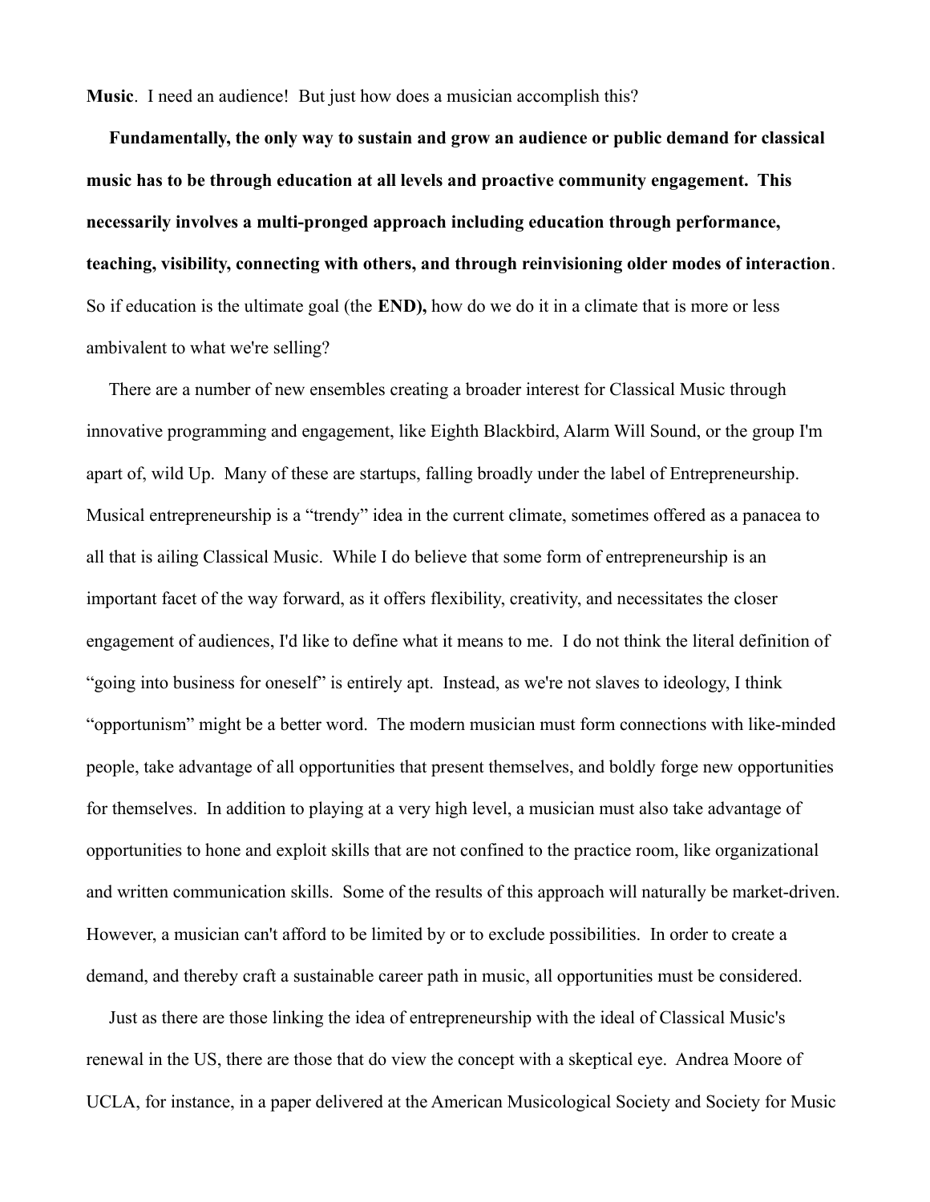**Music**. I need an audience! But just how does a musician accomplish this?

**Fundamentally, the only way to sustain and grow an audience or public demand for classical music has to be through education at all levels and proactive community engagement. This necessarily involves a multi-pronged approach including education through performance, teaching, visibility, connecting with others, and through reinvisioning older modes of interaction**. So if education is the ultimate goal (the **END),** how do we do it in a climate that is more or less ambivalent to what we're selling?

There are a number of new ensembles creating a broader interest for Classical Music through innovative programming and engagement, like Eighth Blackbird, Alarm Will Sound, or the group I'm apart of, wild Up. Many of these are startups, falling broadly under the label of Entrepreneurship. Musical entrepreneurship is a "trendy" idea in the current climate, sometimes offered as a panacea to all that is ailing Classical Music. While I do believe that some form of entrepreneurship is an important facet of the way forward, as it offers flexibility, creativity, and necessitates the closer engagement of audiences, I'd like to define what it means to me. I do not think the literal definition of "going into business for oneself" is entirely apt. Instead, as we're not slaves to ideology, I think "opportunism" might be a better word. The modern musician must form connections with like-minded people, take advantage of all opportunities that present themselves, and boldly forge new opportunities for themselves. In addition to playing at a very high level, a musician must also take advantage of opportunities to hone and exploit skills that are not confined to the practice room, like organizational and written communication skills. Some of the results of this approach will naturally be market-driven. However, a musician can't afford to be limited by or to exclude possibilities. In order to create a demand, and thereby craft a sustainable career path in music, all opportunities must be considered.

Just as there are those linking the idea of entrepreneurship with the ideal of Classical Music's renewal in the US, there are those that do view the concept with a skeptical eye. Andrea Moore of UCLA, for instance, in a paper delivered at the American Musicological Society and Society for Music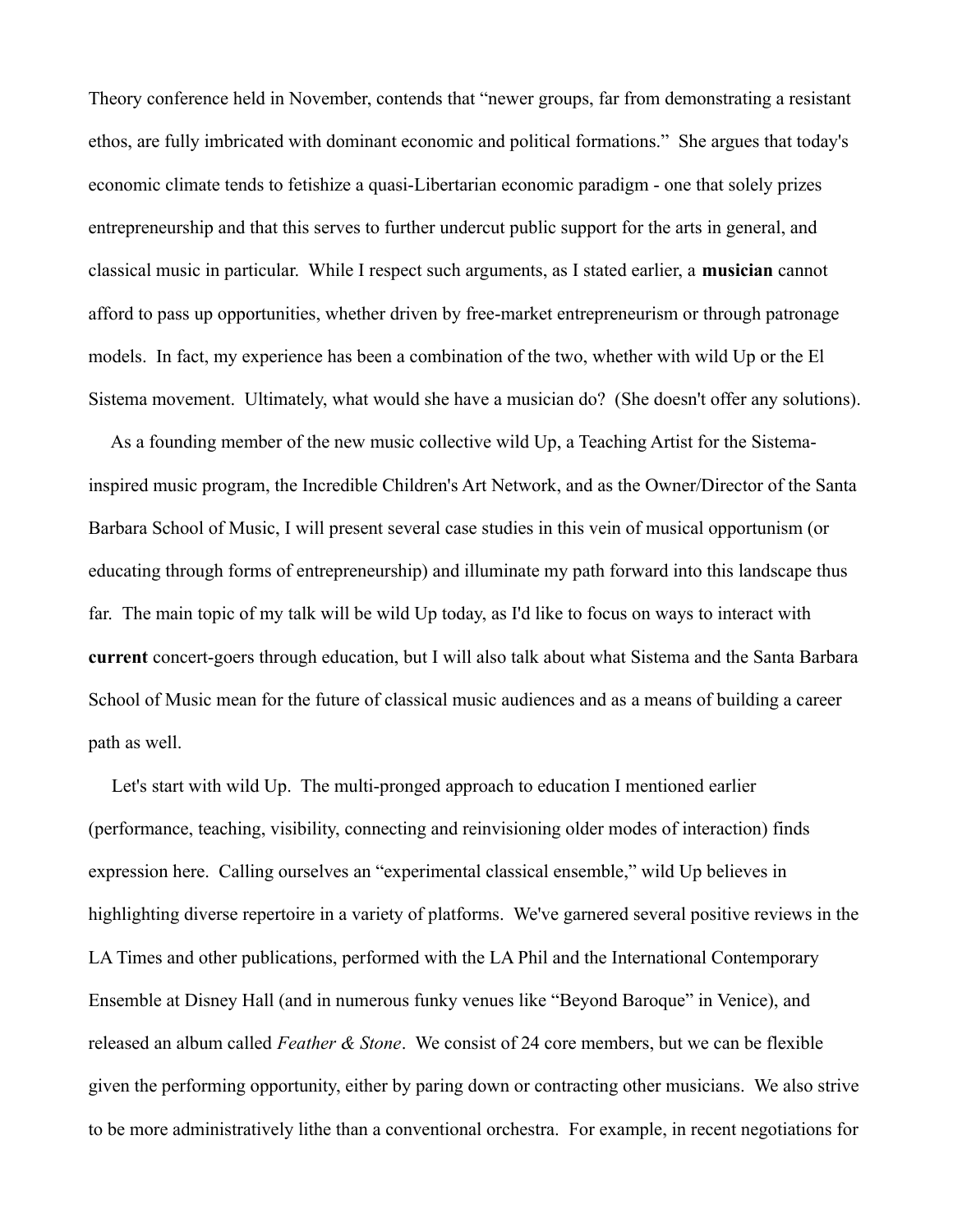Theory conference held in November, contends that “newer groups, far from demonstrating a resistant ethos, are fully imbricated with dominant economic and political formations.” She argues that today's economic climate tends to fetishize a quasi-Libertarian economic paradigm - one that solely prizes entrepreneurship and that this serves to further undercut public support for the arts in general, and classical music in particular. While I respect such arguments, as I stated earlier, a **musician** cannot afford to pass up opportunities, whether driven by free-market entrepreneurism or through patronage models. In fact, my experience has been a combination of the two, whether with wild Up or the El Sistema movement. Ultimately, what would she have a musician do? (She doesn't offer any solutions).

As a founding member of the new music collective wild Up, a Teaching Artist for the Sistema-inspired music program, the Incredible Children's Art Network, and as the Owner/Director of the Santa Barbara School of Music, I will present several case studies in this vein of musical opportunism (or educating through forms of entrepreneurship) and illuminate my path forward into this landscape thus far. The main topic of my talk will be wild Up today, as I'd like to focus on ways to interact with **current** concert-goers through education, but I will also talk about what Sistema and the Santa Barbara School of Music mean for the future of classical music audiences and as a means of building a career path as well.

Let's start with wild Up. The multi-pronged approach to education I mentioned earlier (performance, teaching, visibility, connecting and reinvisioning older modes of interaction) finds expression here. Calling ourselves an “experimental classical ensemble,” wild Up believes in highlighting diverse repertoire in a variety of platforms. We've garnered several positive reviews in the LA Times and other publications, performed with the LA Phil and the International Contemporary Ensemble at Disney Hall (and in numerous funky venues like “Beyond Baroque” in Venice), and released an album called *Feather & Stone*. We consist of 24 core members, but we can be flexible given the performing opportunity, either by paring down or contracting other musicians. We also strive to be more administratively lithe than a conventional orchestra. For example, in recent negotiations for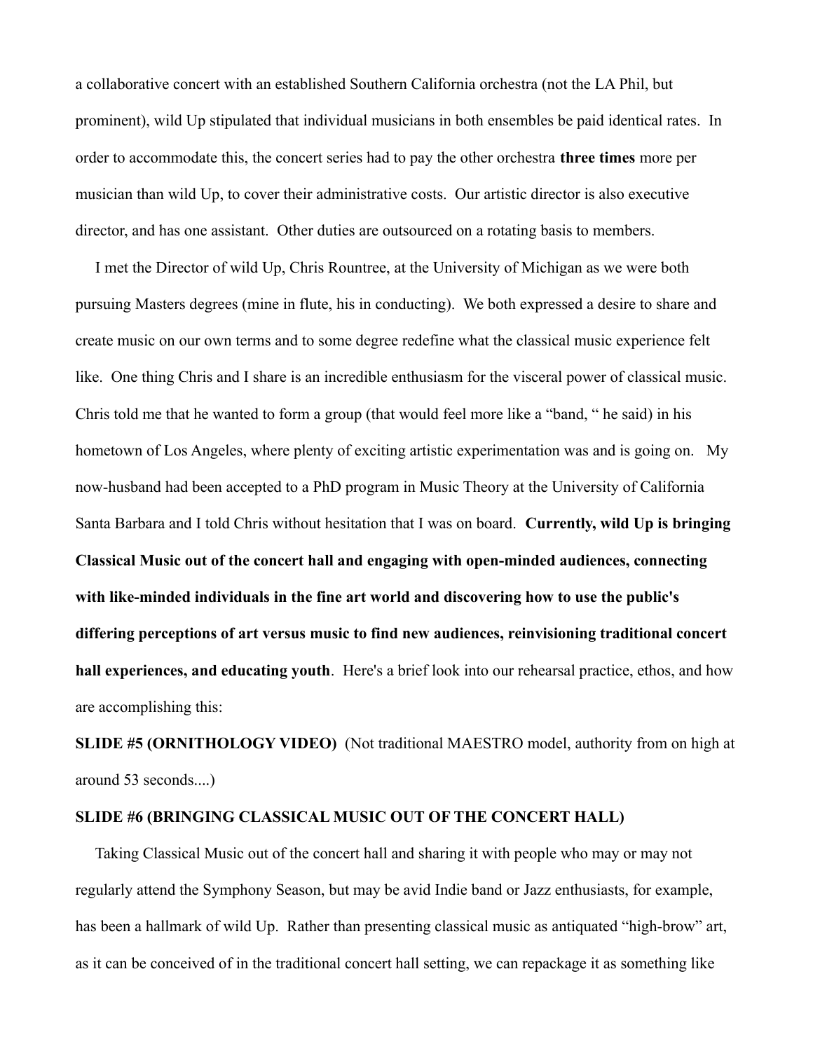a collaborative concert with an established Southern California orchestra (not the LA Phil, but prominent), wild Up stipulated that individual musicians in both ensembles be paid identical rates. In order to accommodate this, the concert series had to pay the other orchestra **three times** more per musician than wild Up, to cover their administrative costs. Our artistic director is also executive director, and has one assistant. Other duties are outsourced on a rotating basis to members.

I met the Director of wild Up, Chris Rountree, at the University of Michigan as we were both pursuing Masters degrees (mine in flute, his in conducting). We both expressed a desire to share and create music on our own terms and to some degree redefine what the classical music experience felt like. One thing Chris and I share is an incredible enthusiasm for the visceral power of classical music. Chris told me that he wanted to form a group (that would feel more like a "band, " he said) in his hometown of Los Angeles, where plenty of exciting artistic experimentation was and is going on. My now-husband had been accepted to a PhD program in Music Theory at the University of California Santa Barbara and I told Chris without hesitation that I was on board. **Currently, wild Up is bringing Classical Music out of the concert hall and engaging with open-minded audiences, connecting with like-minded individuals in the fine art world and discovering how to use the public's differing perceptions of art versus music to find new audiences, reinvisioning traditional concert hall experiences, and educating youth**. Here's a brief look into our rehearsal practice, ethos, and how are accomplishing this:

**SLIDE #5 (ORNITHOLOGY VIDEO)** (Not traditional MAESTRO model, authority from on high at around 53 seconds....)

**SLIDE #6 (BRINGING CLASSICAL MUSIC OUT OF THE CONCERT HALL)**

Taking Classical Music out of the concert hall and sharing it with people who may or may not regularly attend the Symphony Season, but may be avid Indie band or Jazz enthusiasts, for example, has been a hallmark of wild Up. Rather than presenting classical music as antiquated "high-brow" art, as it can be conceived of in the traditional concert hall setting, we can repackage it as something like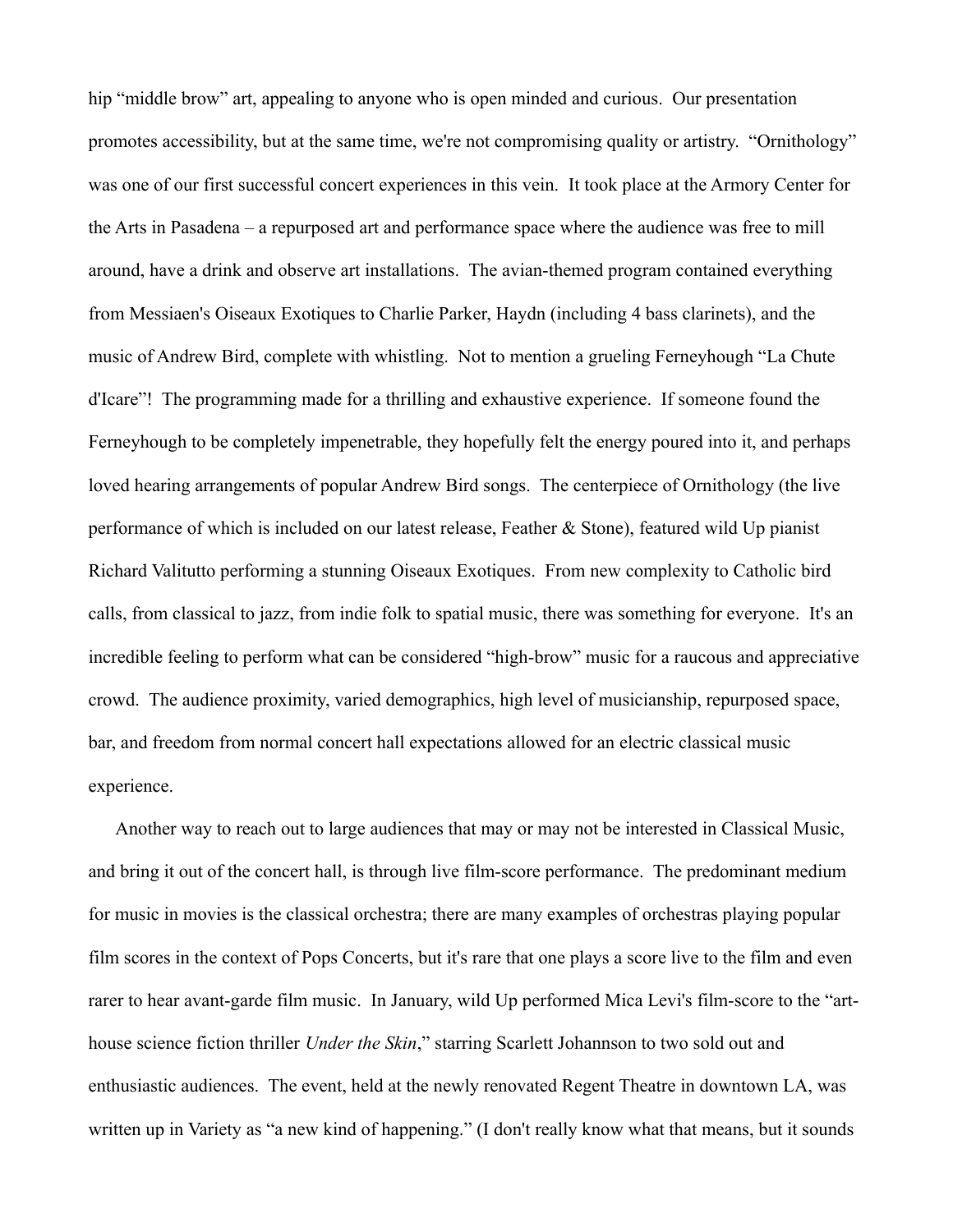hip "middle brow" art, appealing to anyone who is open minded and curious. Our presentation promotes accessibility, but at the same time, we're not compromising quality or artistry. "Ornithology" was one of our first successful concert experiences in this vein. It took place at the Armory Center for the Arts in Pasadena – a repurposed art and performance space where the audience was free to mill around, have a drink and observe art installations. The avian-themed program contained everything from Messiaen's Oiseaux Exotiques to Charlie Parker, Haydn (including 4 bass clarinets), and the music of Andrew Bird, complete with whistling. Not to mention a grueling Ferneyhough "La Chute d'Icare"! The programming made for a thrilling and exhaustive experience. If someone found the Ferneyhough to be completely impenetrable, they hopefully felt the energy poured into it, and perhaps loved hearing arrangements of popular Andrew Bird songs. The centerpiece of Ornithology (the live performance of which is included on our latest release, Feather & Stone), featured wild Up pianist Richard Valitutto performing a stunning Oiseaux Exotiques. From new complexity to Catholic bird calls, from classical to jazz, from indie folk to spatial music, there was something for everyone. It's an incredible feeling to perform what can be considered "high-brow" music for a raucous and appreciative crowd. The audience proximity, varied demographics, high level of musicianship, repurposed space, bar, and freedom from normal concert hall expectations allowed for an electric classical music experience.

Another way to reach out to large audiences that may or may not be interested in Classical Music, and bring it out of the concert hall, is through live film-score performance. The predominant medium for music in movies is the classical orchestra; there are many examples of orchestras playing popular film scores in the context of Pops Concerts, but it's rare that one plays a score live to the film and even rarer to hear avant-garde film music. In January, wild Up performed Mica Levi's film-score to the "art-house science fiction thriller *Under the Skin*," starring Scarlett Johannson to two sold out and enthusiastic audiences. The event, held at the newly renovated Regent Theatre in downtown LA, was written up in Variety as "a new kind of happening." (I don't really know what that means, but it sounds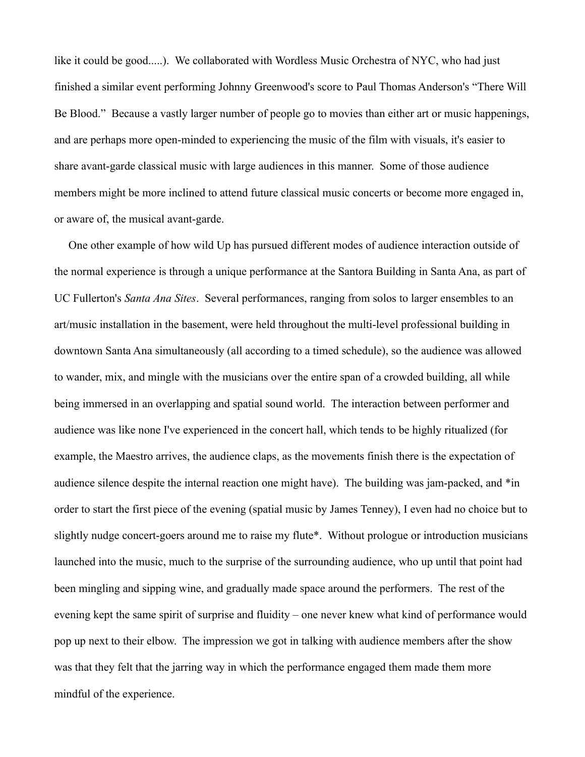like it could be good.....).  We collaborated with Wordless Music Orchestra of NYC, who had just finished a similar event performing Johnny Greenwood's score to Paul Thomas Anderson's "There Will Be Blood."  Because a vastly larger number of people go to movies than either art or music happenings, and are perhaps more open-minded to experiencing the music of the film with visuals, it's easier to share avant-garde classical music with large audiences in this manner.  Some of those audience members might be more inclined to attend future classical music concerts or become more engaged in, or aware of, the musical avant-garde.

One other example of how wild Up has pursued different modes of audience interaction outside of the normal experience is through a unique performance at the Santora Building in Santa Ana, as part of UC Fullerton's *Santa Ana Sites*.  Several performances, ranging from solos to larger ensembles to an art/music installation in the basement, were held throughout the multi-level professional building in downtown Santa Ana simultaneously (all according to a timed schedule), so the audience was allowed to wander, mix, and mingle with the musicians over the entire span of a crowded building, all while being immersed in an overlapping and spatial sound world.  The interaction between performer and audience was like none I've experienced in the concert hall, which tends to be highly ritualized (for example, the Maestro arrives, the audience claps, as the movements finish there is the expectation of audience silence despite the internal reaction one might have).  The building was jam-packed, and *in order to start the first piece of the evening (spatial music by James Tenney), I even had no choice but to slightly nudge concert-goers around me to raise my flute*.  Without prologue or introduction musicians launched into the music, much to the surprise of the surrounding audience, who up until that point had been mingling and sipping wine, and gradually made space around the performers.  The rest of the evening kept the same spirit of surprise and fluidity – one never knew what kind of performance would pop up next to their elbow.  The impression we got in talking with audience members after the show was that they felt that the jarring way in which the performance engaged them made them more mindful of the experience.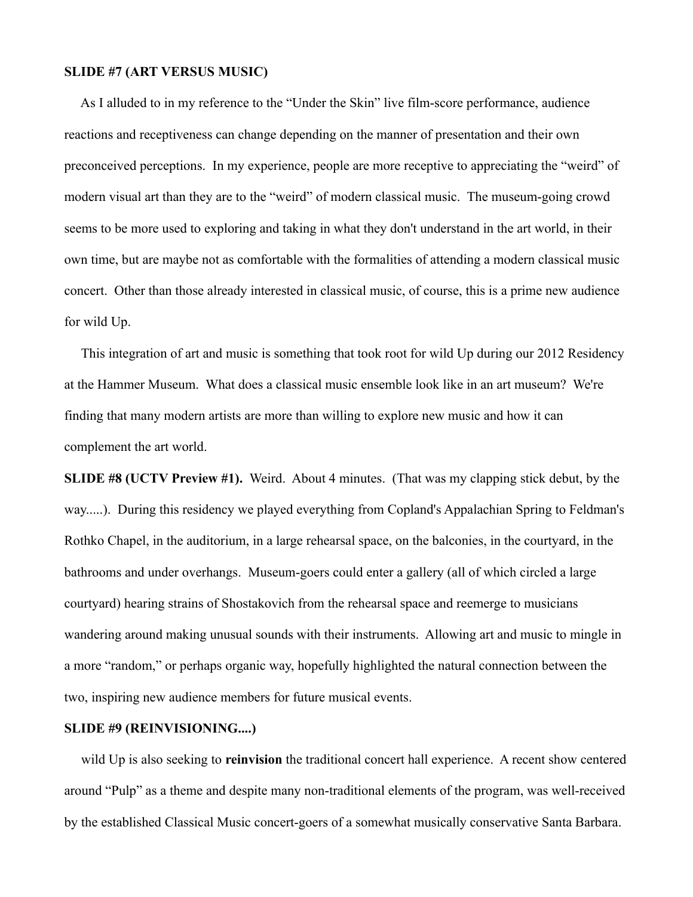**SLIDE #7 (ART VERSUS MUSIC)**

As I alluded to in my reference to the "Under the Skin" live film-score performance, audience reactions and receptiveness can change depending on the manner of presentation and their own preconceived perceptions. In my experience, people are more receptive to appreciating the "weird" of modern visual art than they are to the "weird" of modern classical music. The museum-going crowd seems to be more used to exploring and taking in what they don't understand in the art world, in their own time, but are maybe not as comfortable with the formalities of attending a modern classical music concert. Other than those already interested in classical music, of course, this is a prime new audience for wild Up.

This integration of art and music is something that took root for wild Up during our 2012 Residency at the Hammer Museum. What does a classical music ensemble look like in an art museum? We're finding that many modern artists are more than willing to explore new music and how it can complement the art world.

**SLIDE #8 (UCTV Preview #1).** Weird. About 4 minutes. (That was my clapping stick debut, by the way.....). During this residency we played everything from Copland's Appalachian Spring to Feldman's Rothko Chapel, in the auditorium, in a large rehearsal space, on the balconies, in the courtyard, in the bathrooms and under overhangs. Museum-goers could enter a gallery (all of which circled a large courtyard) hearing strains of Shostakovich from the rehearsal space and reemerge to musicians wandering around making unusual sounds with their instruments. Allowing art and music to mingle in a more "random," or perhaps organic way, hopefully highlighted the natural connection between the two, inspiring new audience members for future musical events.

**SLIDE #9 (REINVISIONING....)**

wild Up is also seeking to **reinvision** the traditional concert hall experience. A recent show centered around "Pulp" as a theme and despite many non-traditional elements of the program, was well-received by the established Classical Music concert-goers of a somewhat musically conservative Santa Barbara.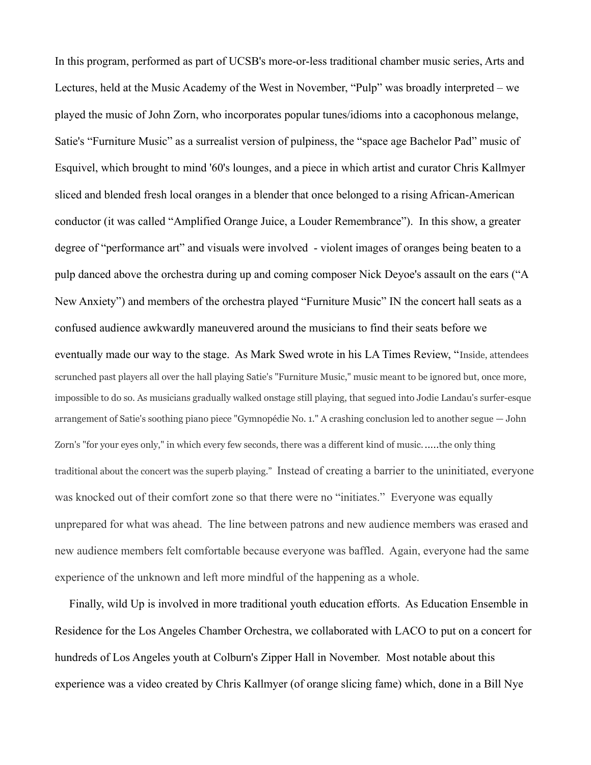In this program, performed as part of UCSB's more-or-less traditional chamber music series, Arts and Lectures, held at the Music Academy of the West in November, "Pulp" was broadly interpreted – we played the music of John Zorn, who incorporates popular tunes/idioms into a cacophonous melange, Satie's "Furniture Music" as a surrealist version of pulpiness, the "space age Bachelor Pad" music of Esquivel, which brought to mind '60's lounges, and a piece in which artist and curator Chris Kallmyer sliced and blended fresh local oranges in a blender that once belonged to a rising African-American conductor (it was called "Amplified Orange Juice, a Louder Remembrance"). In this show, a greater degree of "performance art" and visuals were involved - violent images of oranges being beaten to a pulp danced above the orchestra during up and coming composer Nick Deyoe's assault on the ears ("A New Anxiety") and members of the orchestra played "Furniture Music" IN the concert hall seats as a confused audience awkwardly maneuvered around the musicians to find their seats before we eventually made our way to the stage. As Mark Swed wrote in his LA Times Review, "Inside, attendees scrunched past players all over the hall playing Satie's "Furniture Music," music meant to be ignored but, once more, impossible to do so. As musicians gradually walked onstage still playing, that segued into Jodie Landau's surfer-esque arrangement of Satie's soothing piano piece "Gymnopédie No. 1." A crashing conclusion led to another segue — John Zorn's "for your eyes only," in which every few seconds, there was a different kind of music......the only thing traditional about the concert was the superb playing." Instead of creating a barrier to the uninitiated, everyone was knocked out of their comfort zone so that there were no "initiates." Everyone was equally unprepared for what was ahead. The line between patrons and new audience members was erased and new audience members felt comfortable because everyone was baffled. Again, everyone had the same experience of the unknown and left more mindful of the happening as a whole.

Finally, wild Up is involved in more traditional youth education efforts. As Education Ensemble in Residence for the Los Angeles Chamber Orchestra, we collaborated with LACO to put on a concert for hundreds of Los Angeles youth at Colburn's Zipper Hall in November. Most notable about this experience was a video created by Chris Kallmyer (of orange slicing fame) which, done in a Bill Nye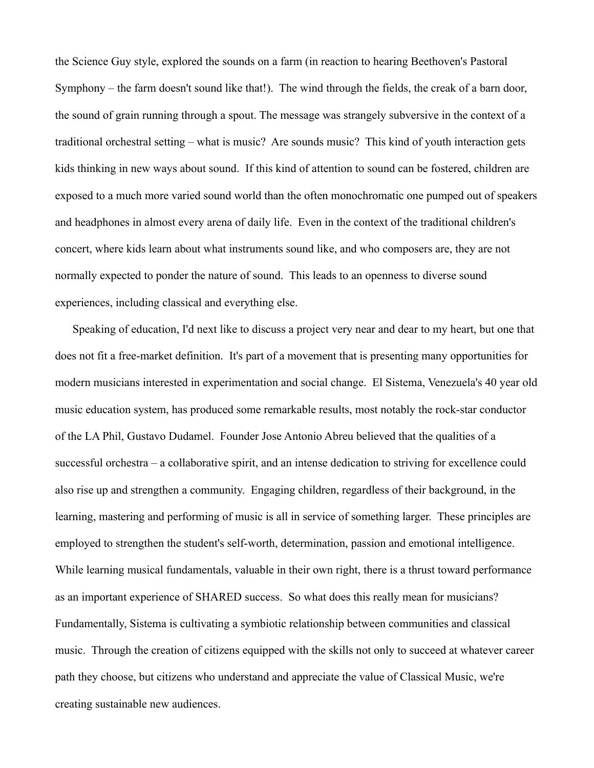the Science Guy style, explored the sounds on a farm (in reaction to hearing Beethoven's Pastoral Symphony – the farm doesn't sound like that!). The wind through the fields, the creak of a barn door, the sound of grain running through a spout. The message was strangely subversive in the context of a traditional orchestral setting – what is music? Are sounds music? This kind of youth interaction gets kids thinking in new ways about sound. If this kind of attention to sound can be fostered, children are exposed to a much more varied sound world than the often monochromatic one pumped out of speakers and headphones in almost every arena of daily life. Even in the context of the traditional children's concert, where kids learn about what instruments sound like, and who composers are, they are not normally expected to ponder the nature of sound. This leads to an openness to diverse sound experiences, including classical and everything else.

Speaking of education, I'd next like to discuss a project very near and dear to my heart, but one that does not fit a free-market definition. It's part of a movement that is presenting many opportunities for modern musicians interested in experimentation and social change. El Sistema, Venezuela's 40 year old music education system, has produced some remarkable results, most notably the rock-star conductor of the LA Phil, Gustavo Dudamel. Founder Jose Antonio Abreu believed that the qualities of a successful orchestra – a collaborative spirit, and an intense dedication to striving for excellence could also rise up and strengthen a community. Engaging children, regardless of their background, in the learning, mastering and performing of music is all in service of something larger. These principles are employed to strengthen the student's self-worth, determination, passion and emotional intelligence. While learning musical fundamentals, valuable in their own right, there is a thrust toward performance as an important experience of SHARED success. So what does this really mean for musicians? Fundamentally, Sistema is cultivating a symbiotic relationship between communities and classical music. Through the creation of citizens equipped with the skills not only to succeed at whatever career path they choose, but citizens who understand and appreciate the value of Classical Music, we're creating sustainable new audiences.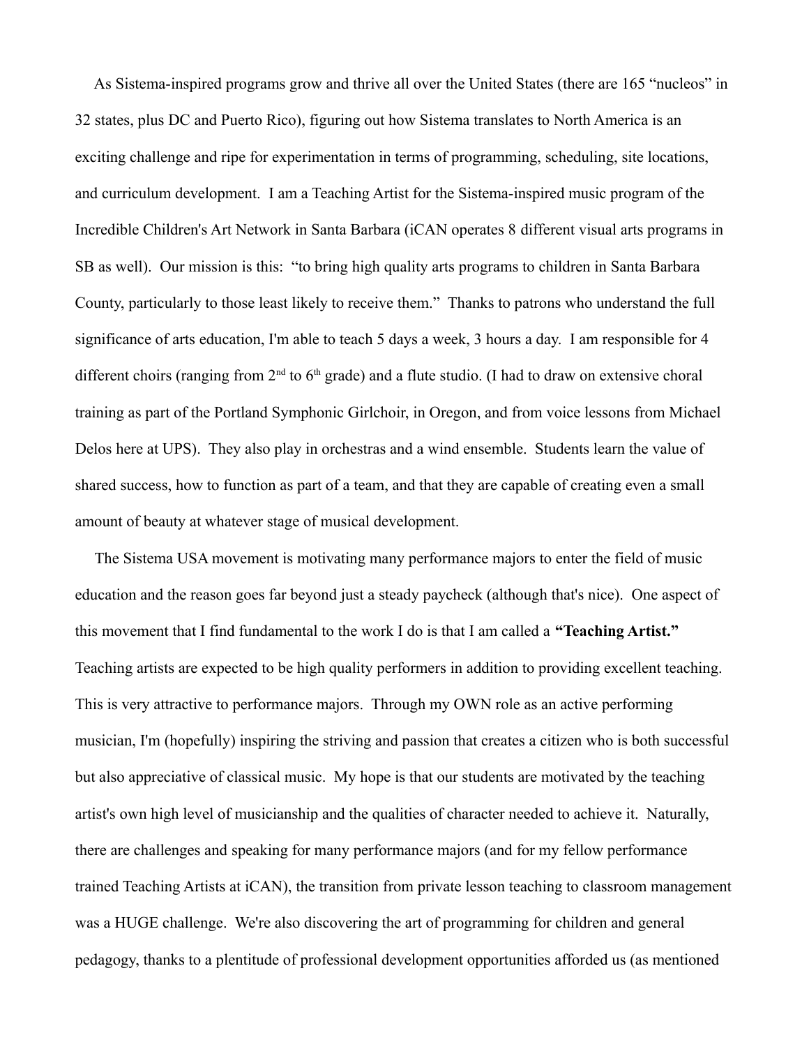As Sistema-inspired programs grow and thrive all over the United States (there are 165 "nucleos" in 32 states, plus DC and Puerto Rico), figuring out how Sistema translates to North America is an exciting challenge and ripe for experimentation in terms of programming, scheduling, site locations, and curriculum development. I am a Teaching Artist for the Sistema-inspired music program of the Incredible Children's Art Network in Santa Barbara (iCAN operates 8 different visual arts programs in SB as well). Our mission is this: "to bring high quality arts programs to children in Santa Barbara County, particularly to those least likely to receive them." Thanks to patrons who understand the full significance of arts education, I'm able to teach 5 days a week, 3 hours a day. I am responsible for 4 different choirs (ranging from 2nd to 6th grade) and a flute studio. (I had to draw on extensive choral training as part of the Portland Symphonic Girlchoir, in Oregon, and from voice lessons from Michael Delos here at UPS). They also play in orchestras and a wind ensemble. Students learn the value of shared success, how to function as part of a team, and that they are capable of creating even a small amount of beauty at whatever stage of musical development.

The Sistema USA movement is motivating many performance majors to enter the field of music education and the reason goes far beyond just a steady paycheck (although that's nice). One aspect of this movement that I find fundamental to the work I do is that I am called a **"Teaching Artist."** Teaching artists are expected to be high quality performers in addition to providing excellent teaching. This is very attractive to performance majors. Through my OWN role as an active performing musician, I'm (hopefully) inspiring the striving and passion that creates a citizen who is both successful but also appreciative of classical music. My hope is that our students are motivated by the teaching artist's own high level of musicianship and the qualities of character needed to achieve it. Naturally, there are challenges and speaking for many performance majors (and for my fellow performance trained Teaching Artists at iCAN), the transition from private lesson teaching to classroom management was a HUGE challenge. We're also discovering the art of programming for children and general pedagogy, thanks to a plentitude of professional development opportunities afforded us (as mentioned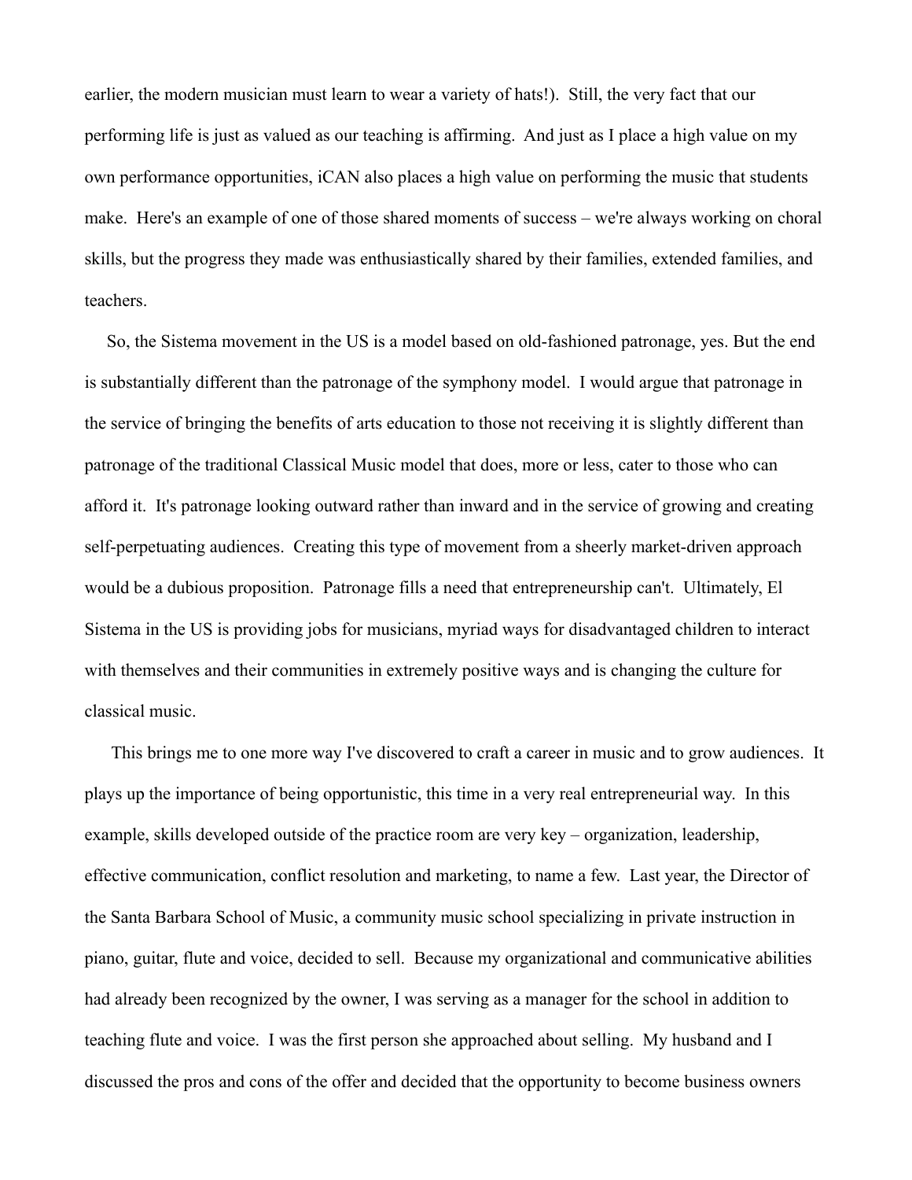earlier, the modern musician must learn to wear a variety of hats!). Still, the very fact that our performing life is just as valued as our teaching is affirming. And just as I place a high value on my own performance opportunities, iCAN also places a high value on performing the music that students make. Here's an example of one of those shared moments of success – we're always working on choral skills, but the progress they made was enthusiastically shared by their families, extended families, and teachers.

So, the Sistema movement in the US is a model based on old-fashioned patronage, yes. But the end is substantially different than the patronage of the symphony model. I would argue that patronage in the service of bringing the benefits of arts education to those not receiving it is slightly different than patronage of the traditional Classical Music model that does, more or less, cater to those who can afford it. It's patronage looking outward rather than inward and in the service of growing and creating self-perpetuating audiences. Creating this type of movement from a sheerly market-driven approach would be a dubious proposition. Patronage fills a need that entrepreneurship can't. Ultimately, El Sistema in the US is providing jobs for musicians, myriad ways for disadvantaged children to interact with themselves and their communities in extremely positive ways and is changing the culture for classical music.

This brings me to one more way I've discovered to craft a career in music and to grow audiences. It plays up the importance of being opportunistic, this time in a very real entrepreneurial way. In this example, skills developed outside of the practice room are very key – organization, leadership, effective communication, conflict resolution and marketing, to name a few. Last year, the Director of the Santa Barbara School of Music, a community music school specializing in private instruction in piano, guitar, flute and voice, decided to sell. Because my organizational and communicative abilities had already been recognized by the owner, I was serving as a manager for the school in addition to teaching flute and voice. I was the first person she approached about selling. My husband and I discussed the pros and cons of the offer and decided that the opportunity to become business owners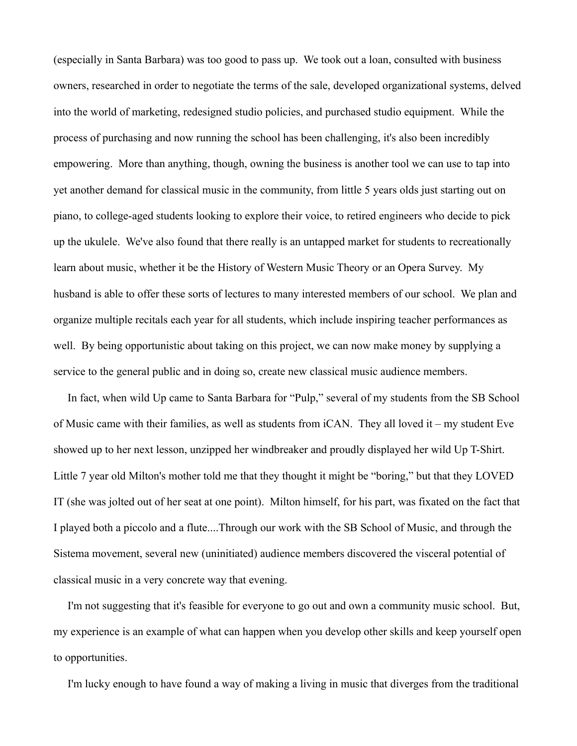(especially in Santa Barbara) was too good to pass up. We took out a loan, consulted with business owners, researched in order to negotiate the terms of the sale, developed organizational systems, delved into the world of marketing, redesigned studio policies, and purchased studio equipment. While the process of purchasing and now running the school has been challenging, it's also been incredibly empowering. More than anything, though, owning the business is another tool we can use to tap into yet another demand for classical music in the community, from little 5 years olds just starting out on piano, to college-aged students looking to explore their voice, to retired engineers who decide to pick up the ukulele. We've also found that there really is an untapped market for students to recreationally learn about music, whether it be the History of Western Music Theory or an Opera Survey. My husband is able to offer these sorts of lectures to many interested members of our school. We plan and organize multiple recitals each year for all students, which include inspiring teacher performances as well. By being opportunistic about taking on this project, we can now make money by supplying a service to the general public and in doing so, create new classical music audience members.

In fact, when wild Up came to Santa Barbara for "Pulp," several of my students from the SB School of Music came with their families, as well as students from iCAN. They all loved it – my student Eve showed up to her next lesson, unzipped her windbreaker and proudly displayed her wild Up T-Shirt. Little 7 year old Milton's mother told me that they thought it might be "boring," but that they LOVED IT (she was jolted out of her seat at one point). Milton himself, for his part, was fixated on the fact that I played both a piccolo and a flute....Through our work with the SB School of Music, and through the Sistema movement, several new (uninitiated) audience members discovered the visceral potential of classical music in a very concrete way that evening.

I'm not suggesting that it's feasible for everyone to go out and own a community music school. But, my experience is an example of what can happen when you develop other skills and keep yourself open to opportunities.

I'm lucky enough to have found a way of making a living in music that diverges from the traditional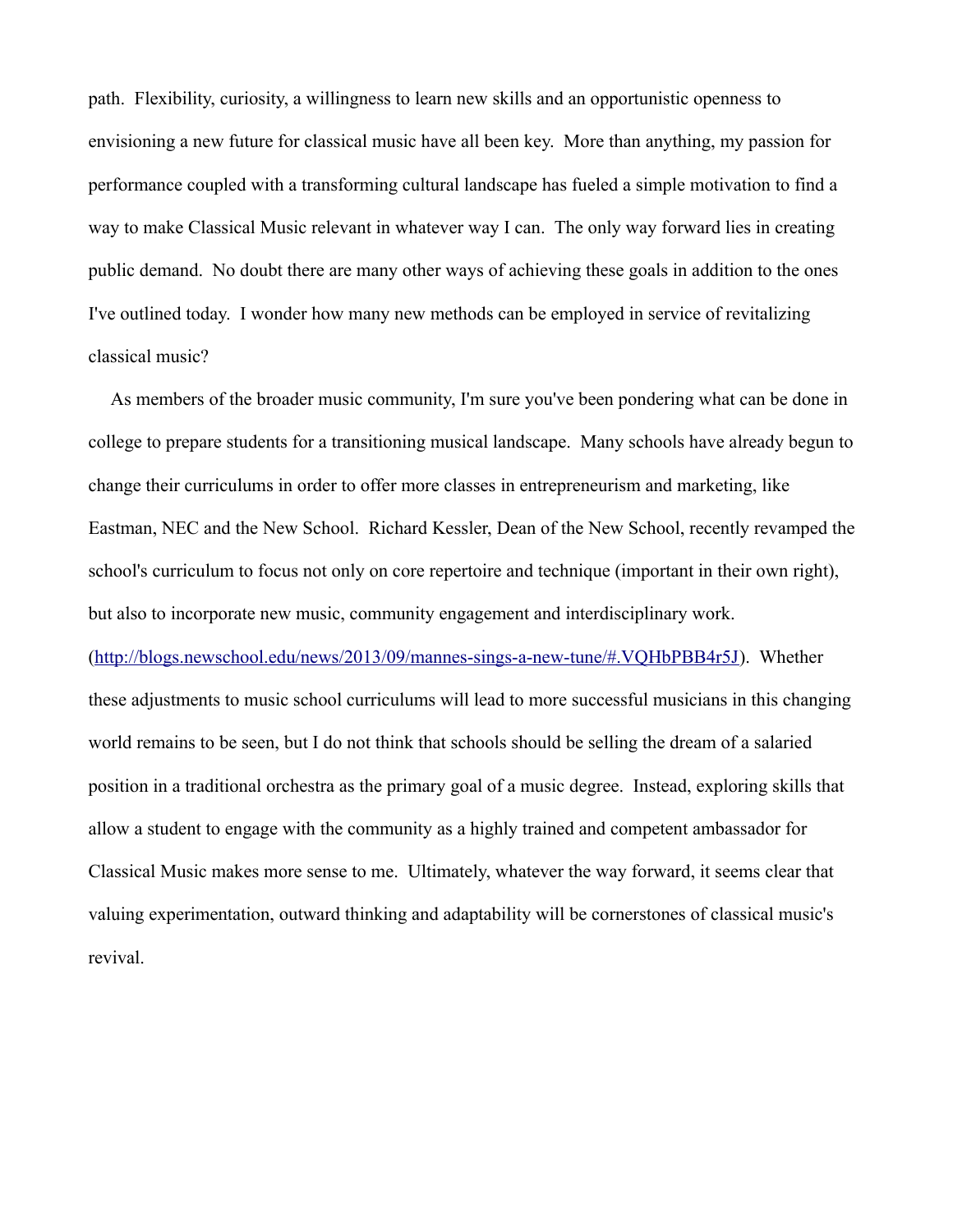path. Flexibility, curiosity, a willingness to learn new skills and an opportunistic openness to envisioning a new future for classical music have all been key. More than anything, my passion for performance coupled with a transforming cultural landscape has fueled a simple motivation to find a way to make Classical Music relevant in whatever way I can. The only way forward lies in creating public demand. No doubt there are many other ways of achieving these goals in addition to the ones I've outlined today. I wonder how many new methods can be employed in service of revitalizing classical music?

As members of the broader music community, I'm sure you've been pondering what can be done in college to prepare students for a transitioning musical landscape. Many schools have already begun to change their curriculums in order to offer more classes in entrepreneurism and marketing, like Eastman, NEC and the New School. Richard Kessler, Dean of the New School, recently revamped the school's curriculum to focus not only on core repertoire and technique (important in their own right), but also to incorporate new music, community engagement and interdisciplinary work. (http://blogs.newschool.edu/news/2013/09/mannes-sings-a-new-tune/#.VQHbPBB4r5J). Whether these adjustments to music school curriculums will lead to more successful musicians in this changing world remains to be seen, but I do not think that schools should be selling the dream of a salaried position in a traditional orchestra as the primary goal of a music degree. Instead, exploring skills that allow a student to engage with the community as a highly trained and competent ambassador for Classical Music makes more sense to me. Ultimately, whatever the way forward, it seems clear that valuing experimentation, outward thinking and adaptability will be cornerstones of classical music's revival.